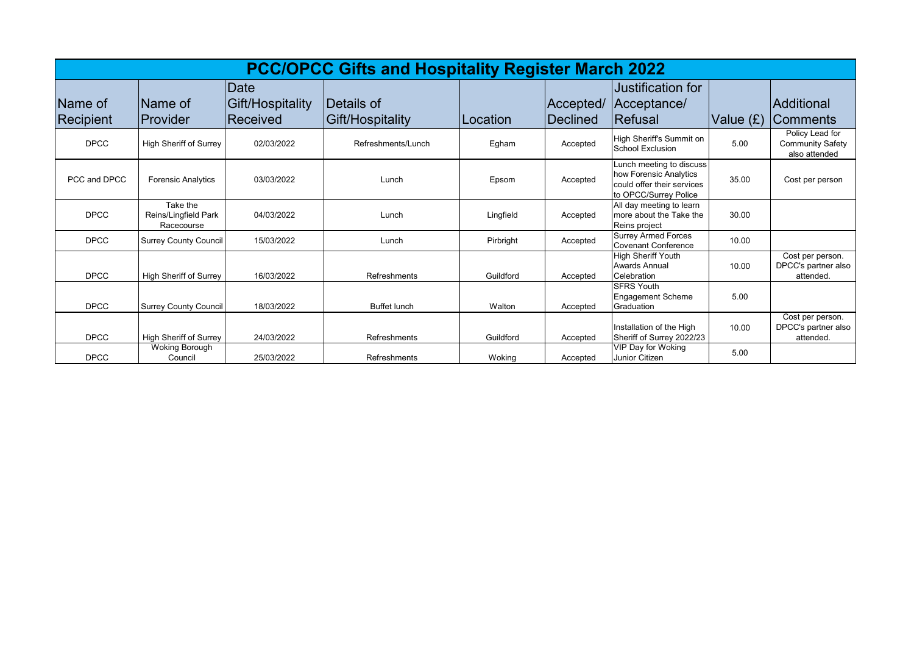# PCC/OPCC Gifts and Hospitality Register March 2022

| Name of Recipient | Name of Provider | Date Gift/Hospitality Received | Details of Gift/Hospitality | Location | Accepted/ Declined | Justification for Acceptance/ Refusal | Value (£) | Additional Comments |
|---|---|---|---|---|---|---|---|---|
| DPCC | High Sheriff of Surrey | 02/03/2022 | Refreshments/Lunch | Egham | Accepted | High Sheriff's Summit on School Exclusion | 5.00 | Policy Lead for Community Safety also attended |
| PCC and DPCC | Forensic Analytics | 03/03/2022 | Lunch | Epsom | Accepted | Lunch meeting to discuss how Forensic Analytics could offer their services to OPCC/Surrey Police | 35.00 | Cost per person |
| DPCC | Take the Reins/Lingfield Park Racecourse | 04/03/2022 | Lunch | Lingfield | Accepted | All day meeting to learn more about the Take the Reins project | 30.00 | |
| DPCC | Surrey County Council | 15/03/2022 | Lunch | Pirbright | Accepted | Surrey Armed Forces Covenant Conference | 10.00 | |
| DPCC | High Sheriff of Surrey | 16/03/2022 | Refreshments | Guildford | Accepted | High Sheriff Youth Awards Annual Celebration | 10.00 | Cost per person. DPCC's partner also attended. |
| DPCC | Surrey County Council | 18/03/2022 | Buffet lunch | Walton | Accepted | SFRS Youth Engagement Scheme Graduation | 5.00 | |
| DPCC | High Sheriff of Surrey | 24/03/2022 | Refreshments | Guildford | Accepted | Installation of the High Sheriff of Surrey 2022/23 | 10.00 | Cost per person. DPCC's partner also attended. |
| DPCC | Woking Borough Council | 25/03/2022 | Refreshments | Woking | Accepted | VIP Day for Woking Junior Citizen | 5.00 | |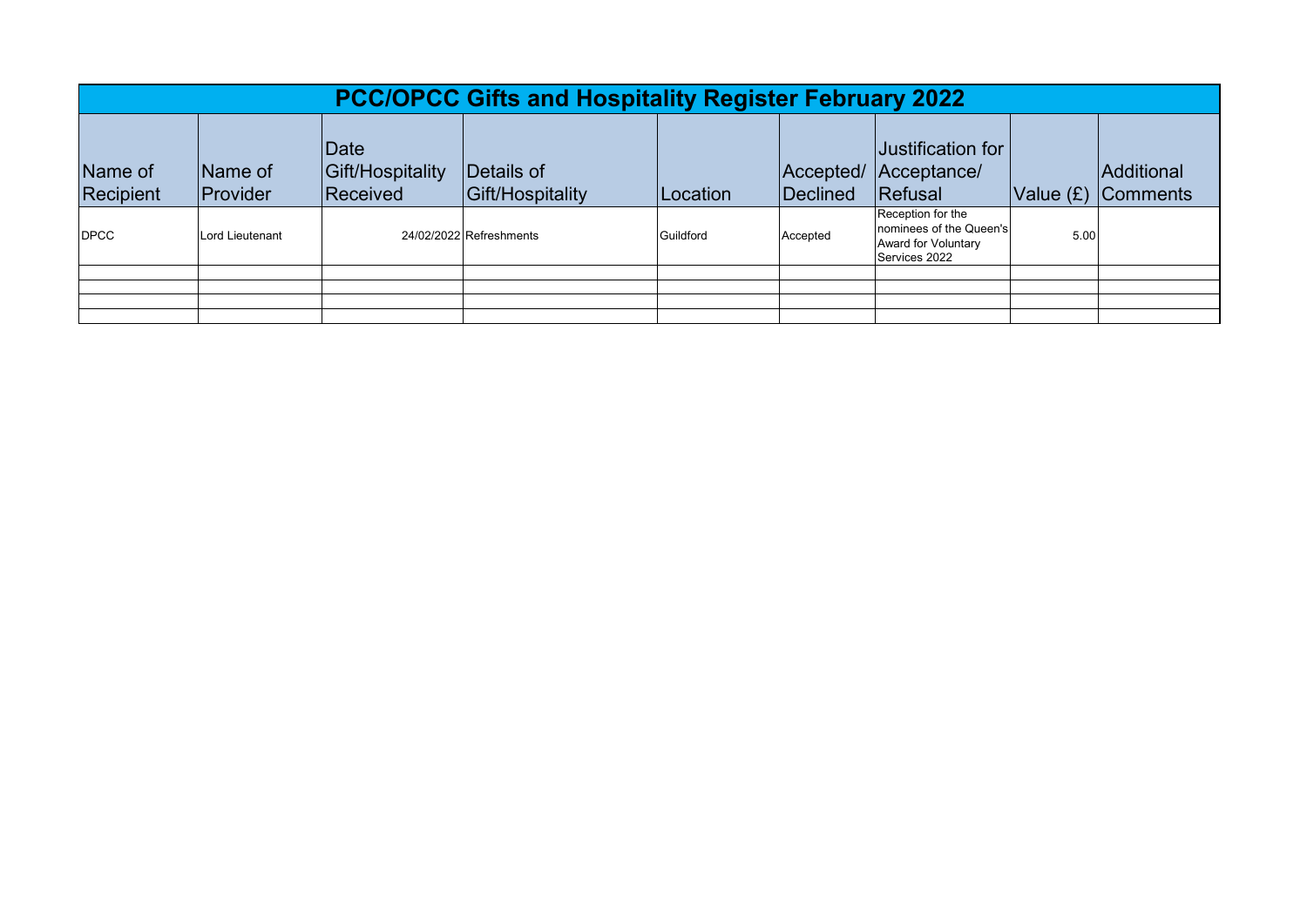| PCC/OPCC Gifts and Hospitality Register February 2022 | | | | | | | | |
|---|---|---|---|---|---|---|---|---|
| Name of Recipient | Name of Provider | Date Gift/Hospitality Received | Details of Gift/Hospitality | Location | Accepted/ Declined | Justification for Acceptance/ Refusal | Value (£) | Additional Comments |
| DPCC | Lord Lieutenant | 24/02/2022 | Refreshments | Guildford | Accepted | Reception for the nominees of the Queen's Award for Voluntary Services 2022 | 5.00 | |
| | | | | | | | | |
| | | | | | | | | |
| | | | | | | | | |
| | | | | | | | | |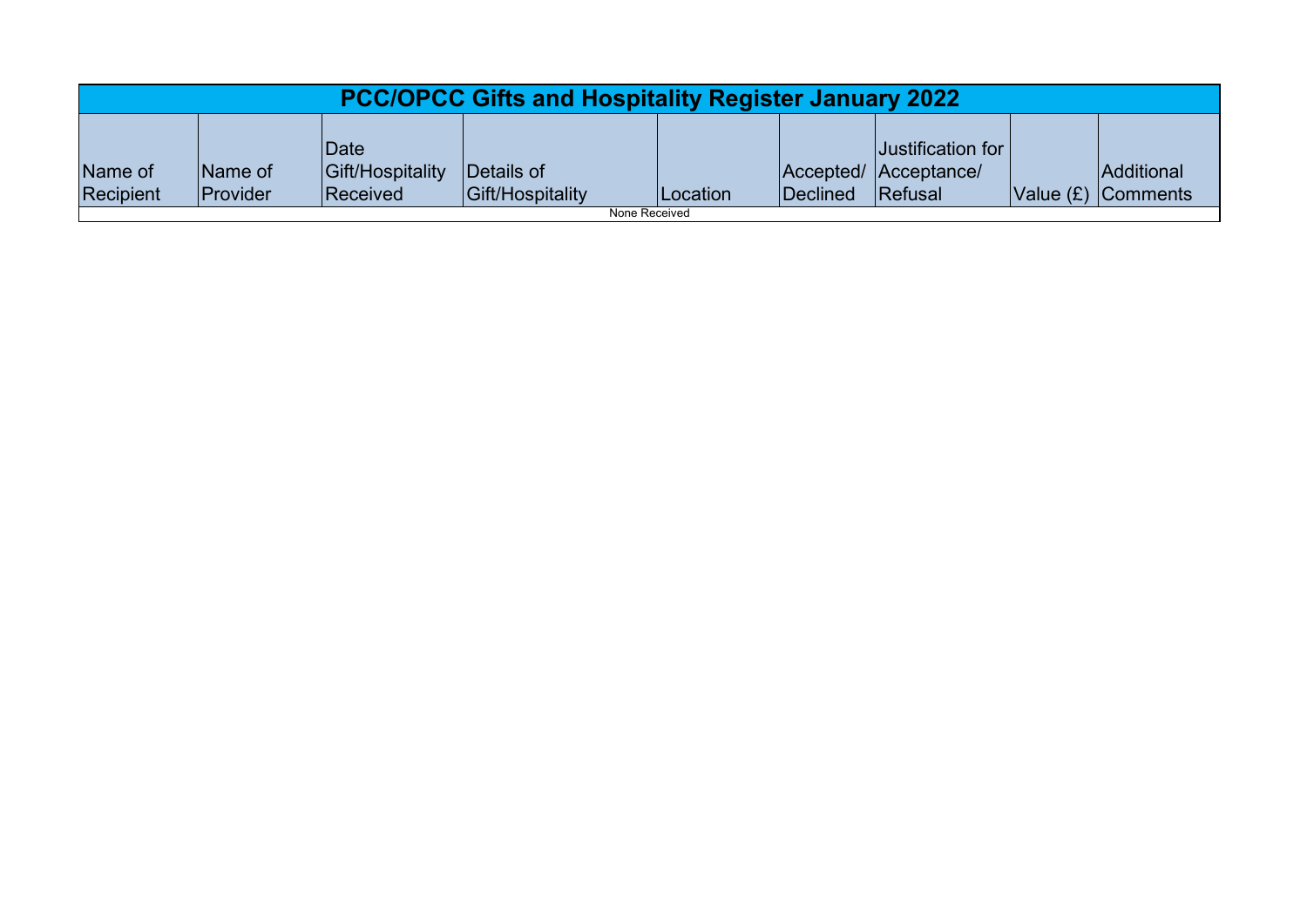| PCC/OPCC Gifts and Hospitality Register January 2022 | | | | | | | | |
|---|---|---|---|---|---|---|---|---|
| Name of Recipient | Name of Provider | Date Gift/Hospitality Received | Details of Gift/Hospitality | Location | Accepted/ Declined | Justification for Acceptance/ Refusal | Value (£) | Additional Comments |
| None Received | | | | | | | | |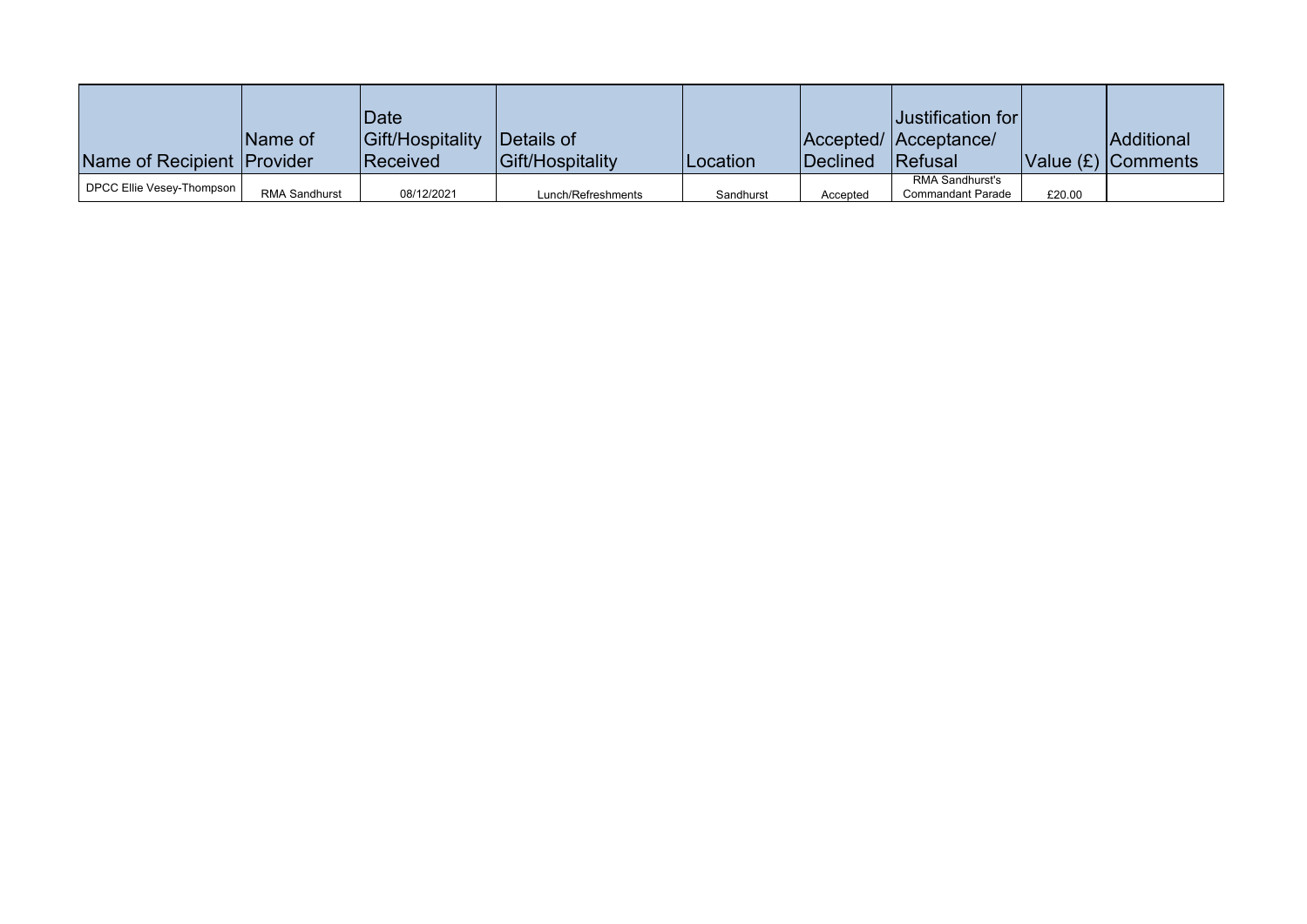| Name of Recipient | Name of Provider | Date Gift/Hospitality Received | Details of Gift/Hospitality | Location | Accepted/ Declined | Justification for Acceptance/ Refusal | Value (£) | Additional Comments |
|---|---|---|---|---|---|---|---|---|
| DPCC Ellie Vesey-Thompson | RMA Sandhurst | 08/12/2021 | Lunch/Refreshments | Sandhurst | Accepted | RMA Sandhurst's Commandant Parade | £20.00 | |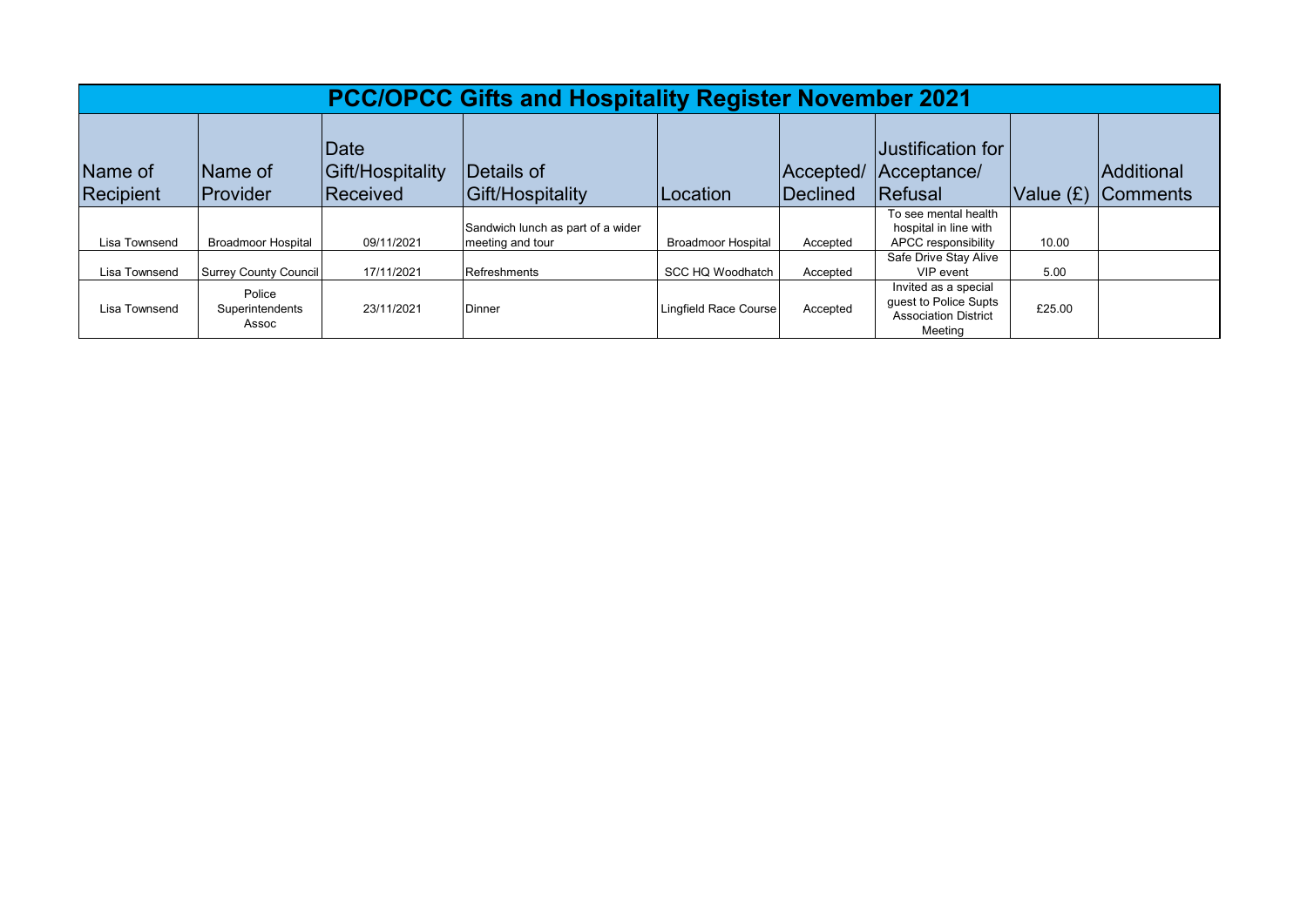# PCC/OPCC Gifts and Hospitality Register November 2021

| Name of Recipient | Name of Provider | Date Gift/Hospitality Received | Details of Gift/Hospitality | Location | Accepted/ Declined | Justification for Acceptance/ Refusal | Value (£) | Additional Comments |
|---|---|---|---|---|---|---|---|---|
| Lisa Townsend | Broadmoor Hospital | 09/11/2021 | Sandwich lunch as part of a wider meeting and tour | Broadmoor Hospital | Accepted | To see mental health hospital in line with APCC responsibility | 10.00 | |
| Lisa Townsend | Surrey County Council | 17/11/2021 | Refreshments | SCC HQ Woodhatch | Accepted | Safe Drive Stay Alive VIP event | 5.00 | |
| Lisa Townsend | Police Superintendents Assoc | 23/11/2021 | Dinner | Lingfield Race Course | Accepted | Invited as a special guest to Police Supts Association District Meeting | £25.00 | |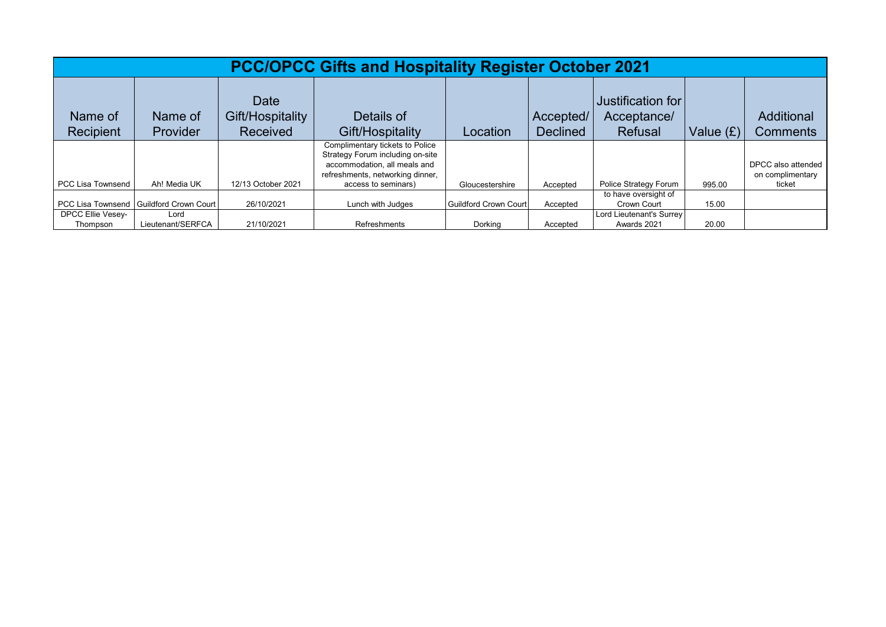# PCC/OPCC Gifts and Hospitality Register October 2021

| Name of Recipient | Name of Provider | Date Gift/Hospitality Received | Details of Gift/Hospitality | Location | Accepted/ Declined | Justification for Acceptance/ Refusal | Value (£) | Additional Comments |
|---|---|---|---|---|---|---|---|---|
| PCC Lisa Townsend | Ah! Media UK | 12/13 October 2021 | Complimentary tickets to Police Strategy Forum including on-site accommodation, all meals and refreshments, networking dinner, access to seminars) | Gloucestershire | Accepted | Police Strategy Forum | 995.00 | DPCC also attended on complimentary ticket |
| PCC Lisa Townsend | Guildford Crown Court | 26/10/2021 | Lunch with Judges | Guildford Crown Court | Accepted | to have oversight of Crown Court | 15.00 | |
| DPCC Ellie Vesey-Thompson | Lord Lieutenant/SERFCA | 21/10/2021 | Refreshments | Dorking | Accepted | Lord Lieutenant's Surrey Awards 2021 | 20.00 | |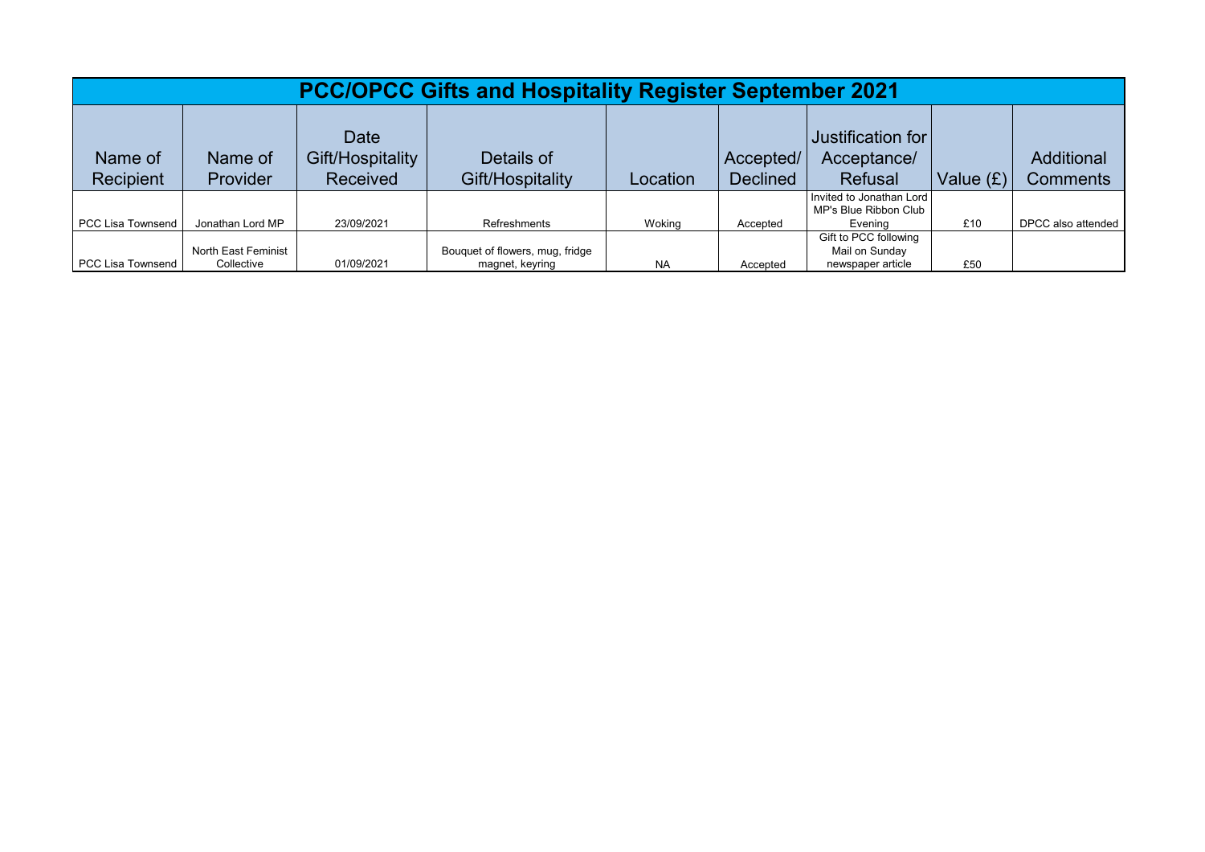# PCC/OPCC Gifts and Hospitality Register September 2021

| Name of Recipient | Name of Provider | Date Gift/Hospitality Received | Details of Gift/Hospitality | Location | Accepted/ Declined | Justification for Acceptance/ Refusal | Value (£) | Additional Comments |
|---|---|---|---|---|---|---|---|---|
| PCC Lisa Townsend | Jonathan Lord MP | 23/09/2021 | Refreshments | Woking | Accepted | Invited to Jonathan Lord MP's Blue Ribbon Club Evening | £10 | DPCC also attended |
| PCC Lisa Townsend | North East Feminist Collective | 01/09/2021 | Bouquet of flowers, mug, fridge magnet, keyring | NA | Accepted | Gift to PCC following Mail on Sunday newspaper article | £50 | |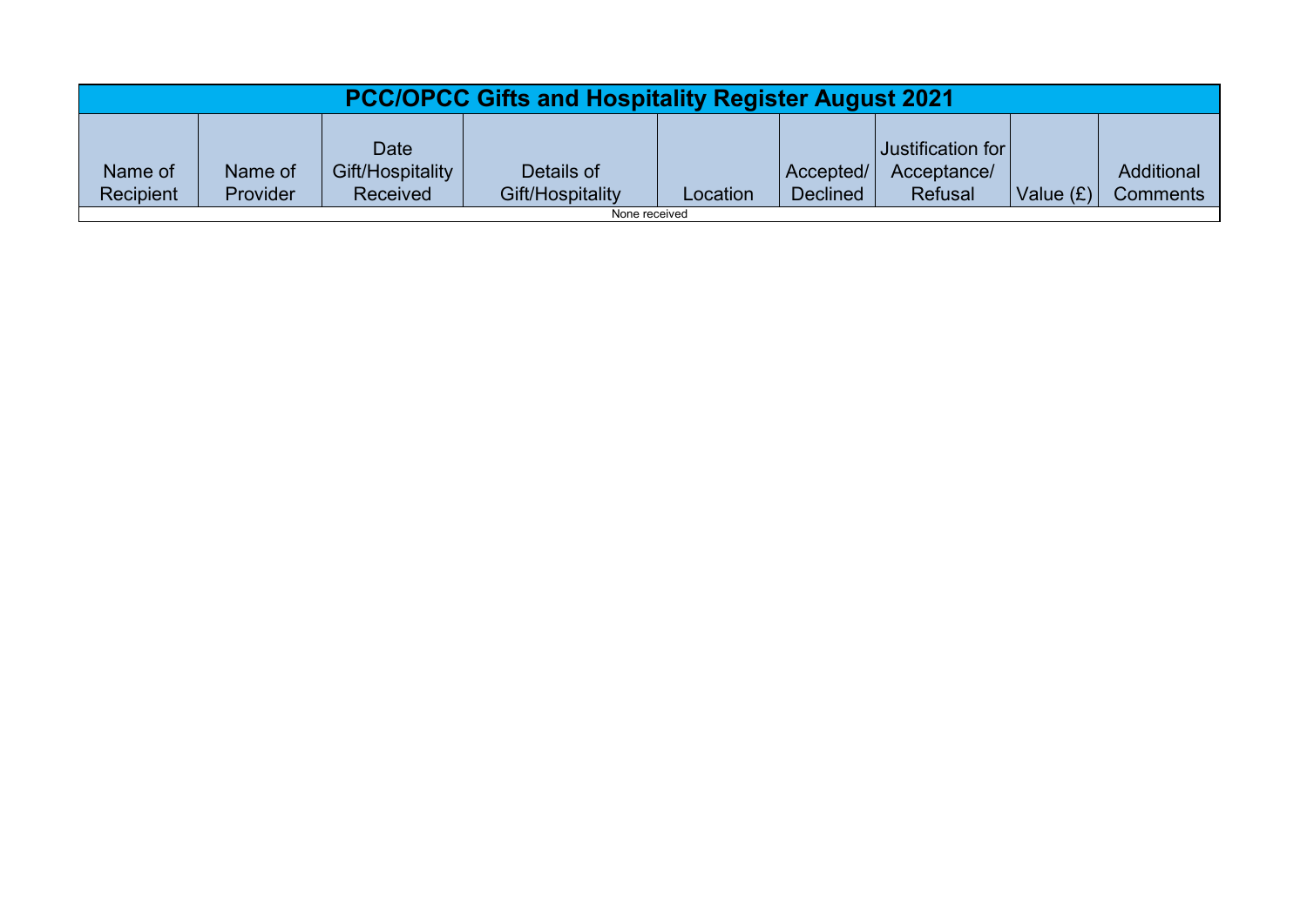| PCC/OPCC Gifts and Hospitality Register August 2021 | | | | | | | | |
|---|---|---|---|---|---|---|---|---|
| Name of Recipient | Name of Provider | Date Gift/Hospitality Received | Details of Gift/Hospitality | Location | Accepted/ Declined | Justification for Acceptance/ Refusal | Value (£) | Additional Comments |
| None received | | | | | | | | |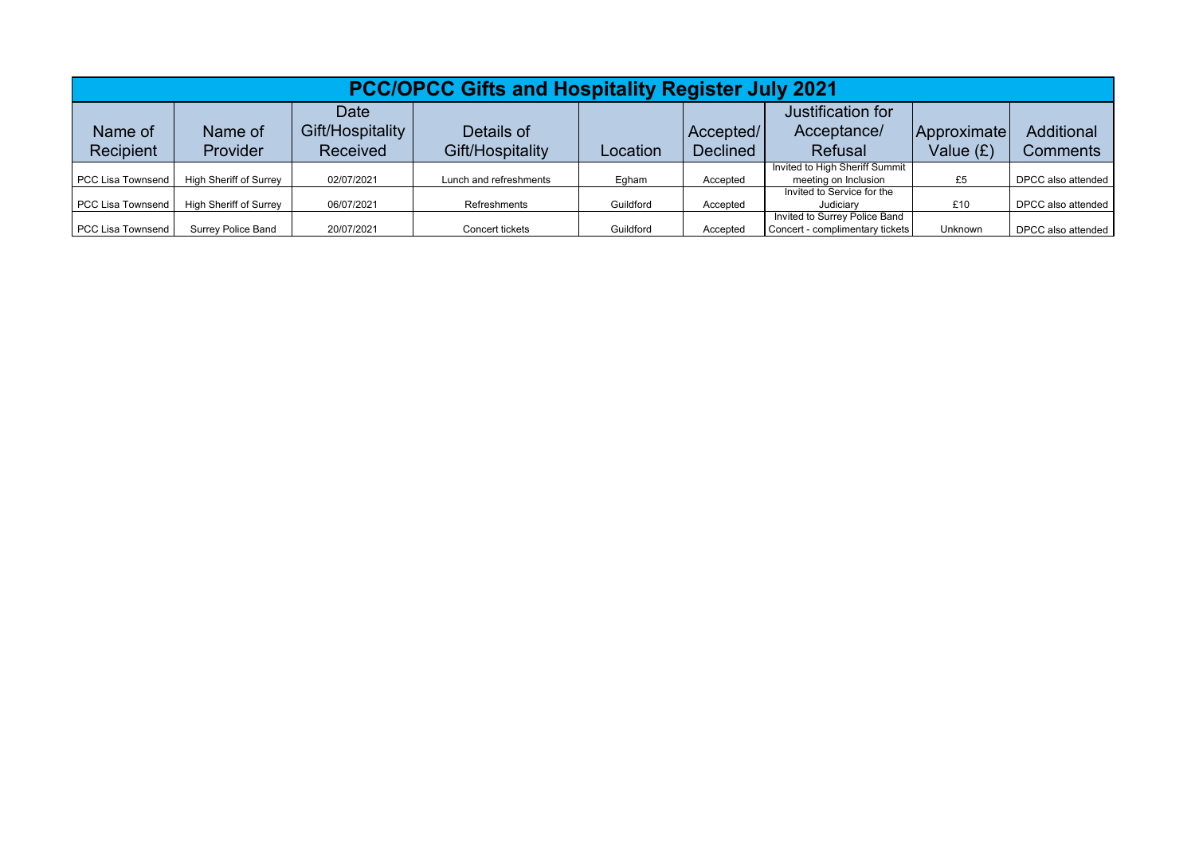# PCC/OPCC Gifts and Hospitality Register July 2021

| Name of Recipient | Name of Provider | Date Gift/Hospitality Received | Details of Gift/Hospitality | Location | Accepted/ Declined | Justification for Acceptance/ Refusal | Approximate Value (£) | Additional Comments |
|---|---|---|---|---|---|---|---|---|
| PCC Lisa Townsend | High Sheriff of Surrey | 02/07/2021 | Lunch and refreshments | Egham | Accepted | Invited to High Sheriff Summit meeting on Inclusion | £5 | DPCC also attended |
| PCC Lisa Townsend | High Sheriff of Surrey | 06/07/2021 | Refreshments | Guildford | Accepted | Invited to Service for the Judiciary | £10 | DPCC also attended |
| PCC Lisa Townsend | Surrey Police Band | 20/07/2021 | Concert tickets | Guildford | Accepted | Invited to Surrey Police Band Concert - complimentary tickets | Unknown | DPCC also attended |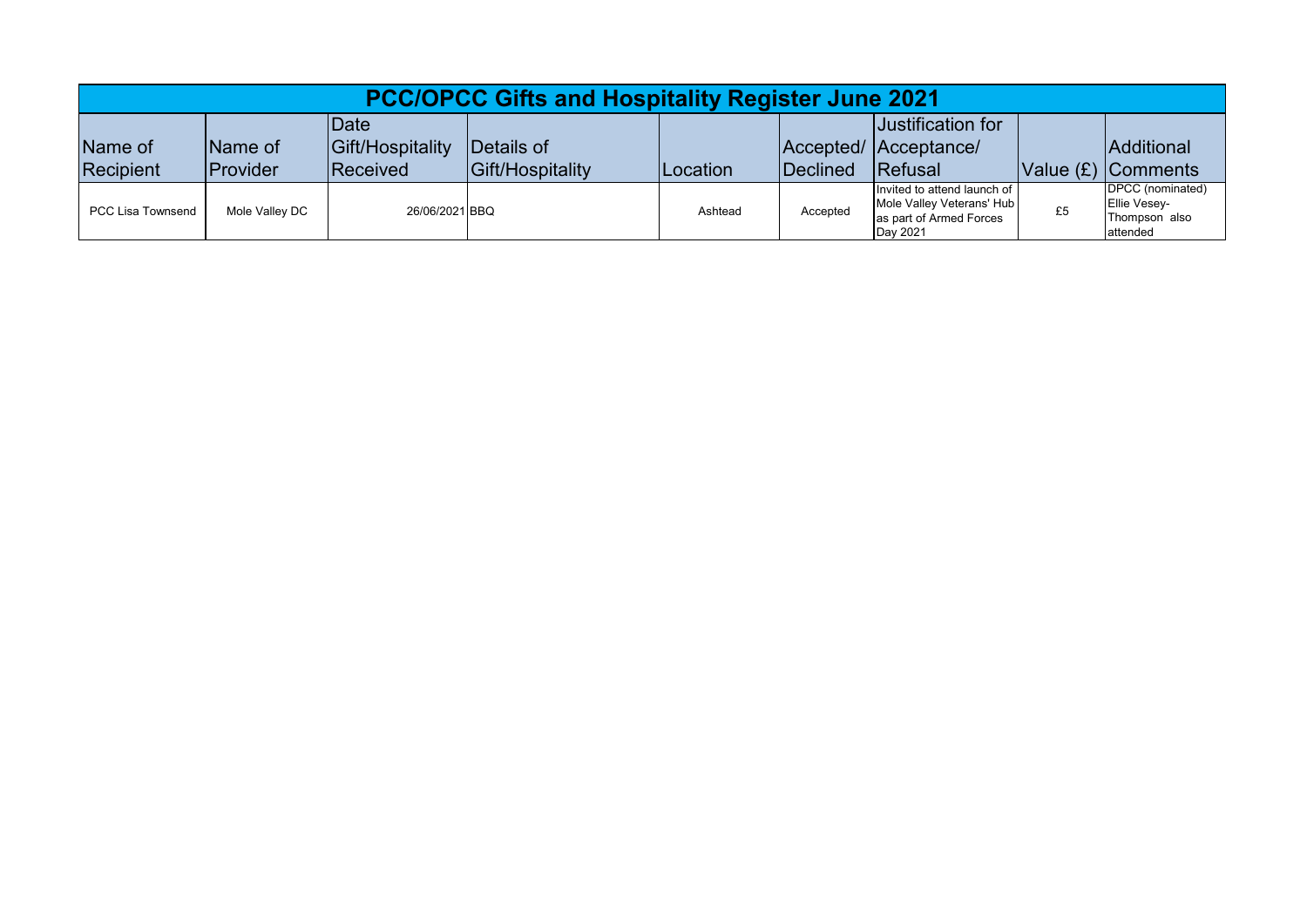# PCC/OPCC Gifts and Hospitality Register June 2021

| Name of Recipient | Name of Provider | Date Gift/Hospitality Received | Details of Gift/Hospitality | Location | Accepted/ Declined | Justification for Acceptance/ Refusal | Value (£) | Additional Comments |
|---|---|---|---|---|---|---|---|---|
| PCC Lisa Townsend | Mole Valley DC | 26/06/2021 | BBQ | Ashtead | Accepted | Invited to attend launch of Mole Valley Veterans' Hub as part of Armed Forces Day 2021 | £5 | DPCC (nominated) Ellie Vesey-Thompson also attended |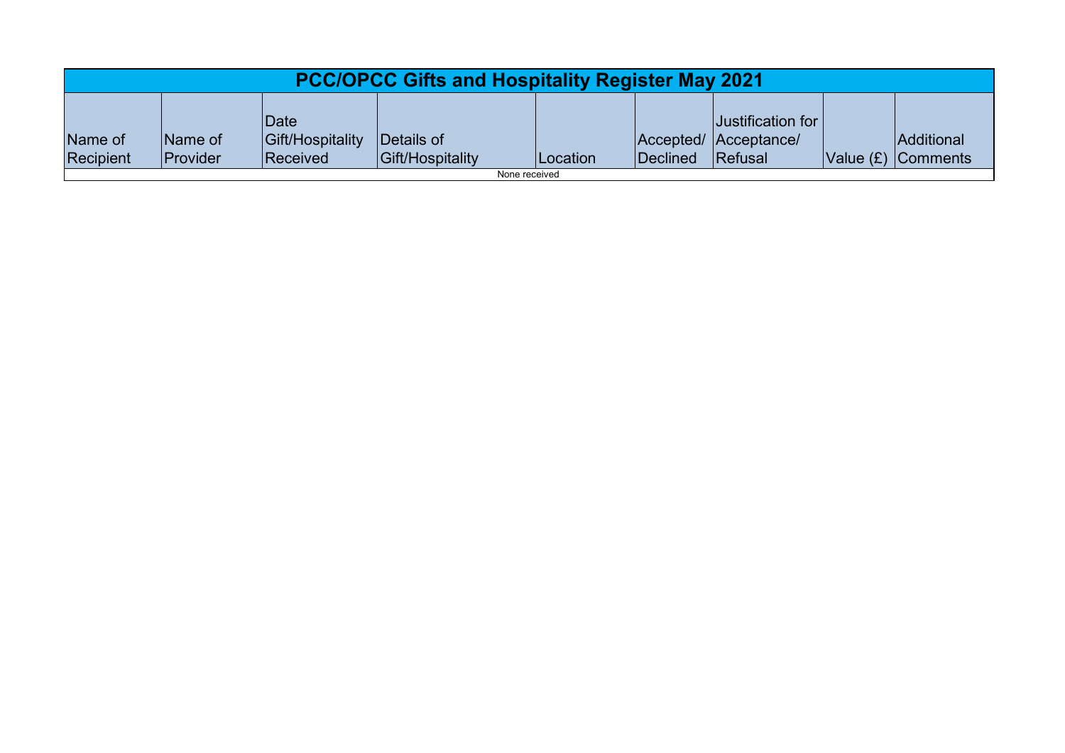| PCC/OPCC Gifts and Hospitality Register May 2021 | | | | | | | | |
|---|---|---|---|---|---|---|---|---|
| Name of Recipient | Name of Provider | Date Gift/Hospitality Received | Details of Gift/Hospitality | Location | Accepted/ Declined | Justification for Acceptance/ Refusal | Value (£) | Additional Comments |
| None received | | | | | | | | |